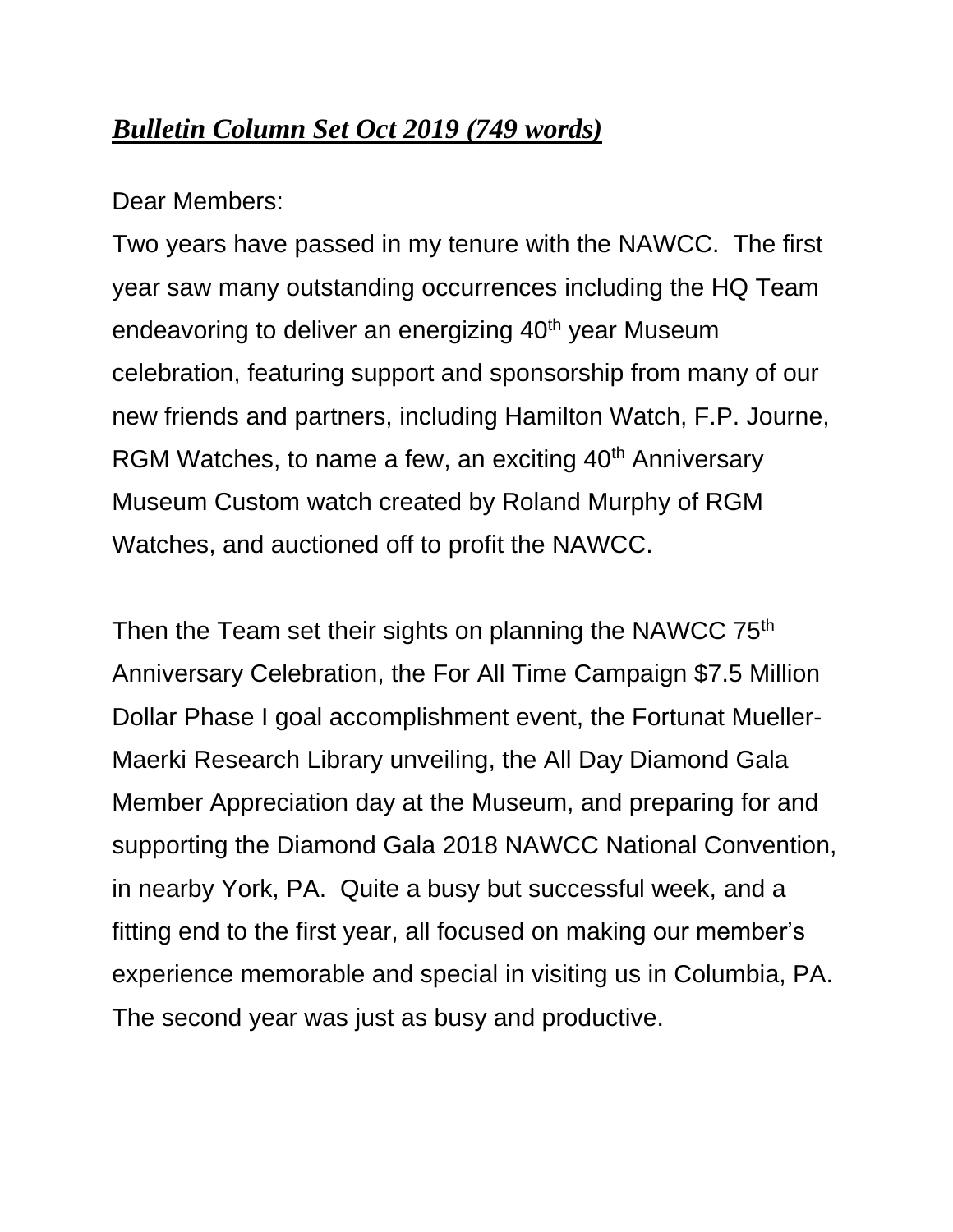***Bulletin Column Set Oct 2019 (749 words)***

Dear Members:

Two years have passed in my tenure with the NAWCC. The first year saw many outstanding occurrences including the HQ Team endeavoring to deliver an energizing 40th year Museum celebration, featuring support and sponsorship from many of our new friends and partners, including Hamilton Watch, F.P. Journe, RGM Watches, to name a few, an exciting 40th Anniversary Museum Custom watch created by Roland Murphy of RGM Watches, and auctioned off to profit the NAWCC.

Then the Team set their sights on planning the NAWCC 75th Anniversary Celebration, the For All Time Campaign $7.5 Million Dollar Phase I goal accomplishment event, the Fortunat Mueller-Maerki Research Library unveiling, the All Day Diamond Gala Member Appreciation day at the Museum, and preparing for and supporting the Diamond Gala 2018 NAWCC National Convention, in nearby York, PA. Quite a busy but successful week, and a fitting end to the first year, all focused on making our member's experience memorable and special in visiting us in Columbia, PA. The second year was just as busy and productive.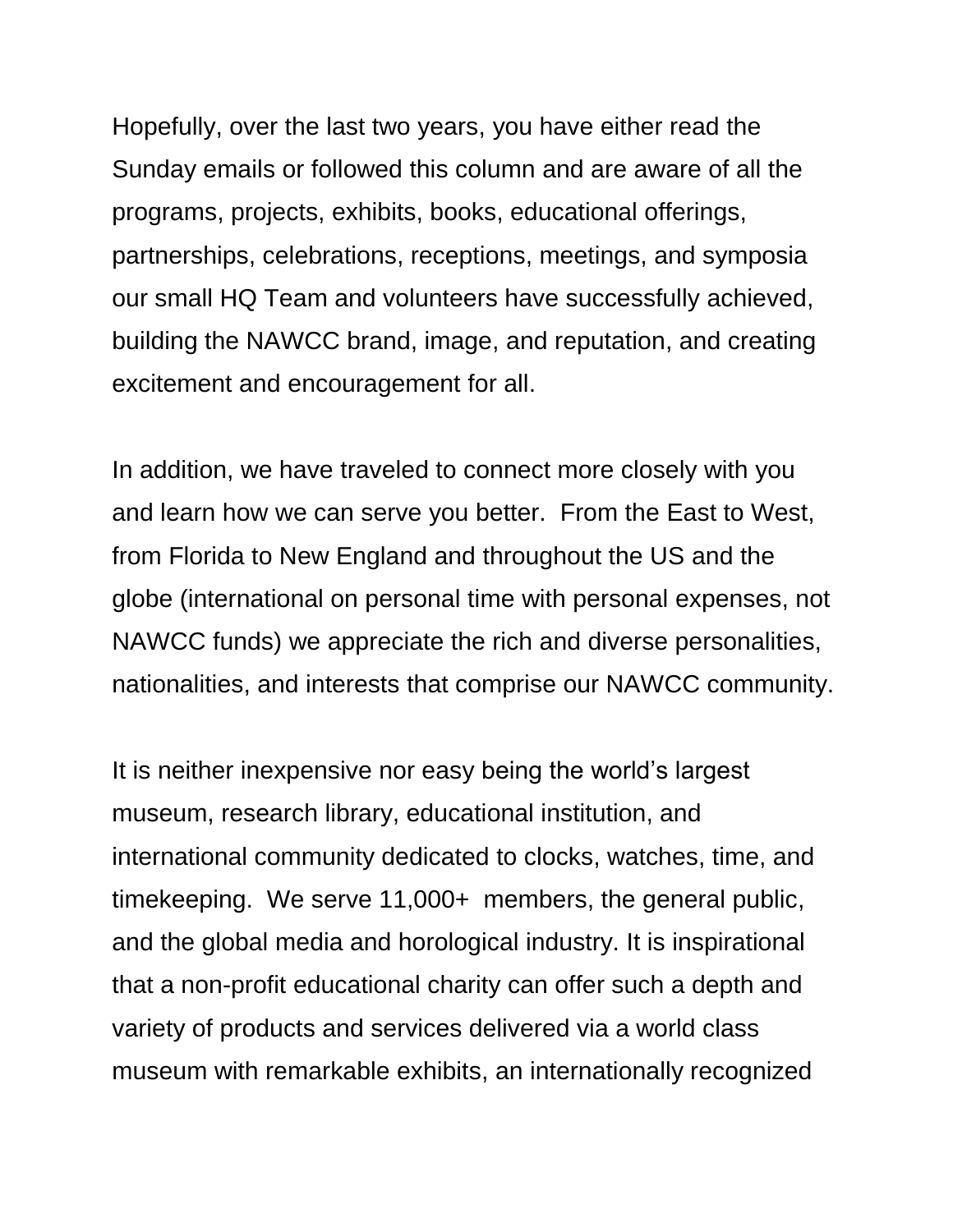Hopefully, over the last two years, you have either read the Sunday emails or followed this column and are aware of all the programs, projects, exhibits, books, educational offerings, partnerships, celebrations, receptions, meetings, and symposia our small HQ Team and volunteers have successfully achieved, building the NAWCC brand, image, and reputation, and creating excitement and encouragement for all.

In addition, we have traveled to connect more closely with you and learn how we can serve you better. From the East to West, from Florida to New England and throughout the US and the globe (international on personal time with personal expenses, not NAWCC funds) we appreciate the rich and diverse personalities, nationalities, and interests that comprise our NAWCC community.

It is neither inexpensive nor easy being the world's largest museum, research library, educational institution, and international community dedicated to clocks, watches, time, and timekeeping. We serve 11,000+ members, the general public, and the global media and horological industry. It is inspirational that a non-profit educational charity can offer such a depth and variety of products and services delivered via a world class museum with remarkable exhibits, an internationally recognized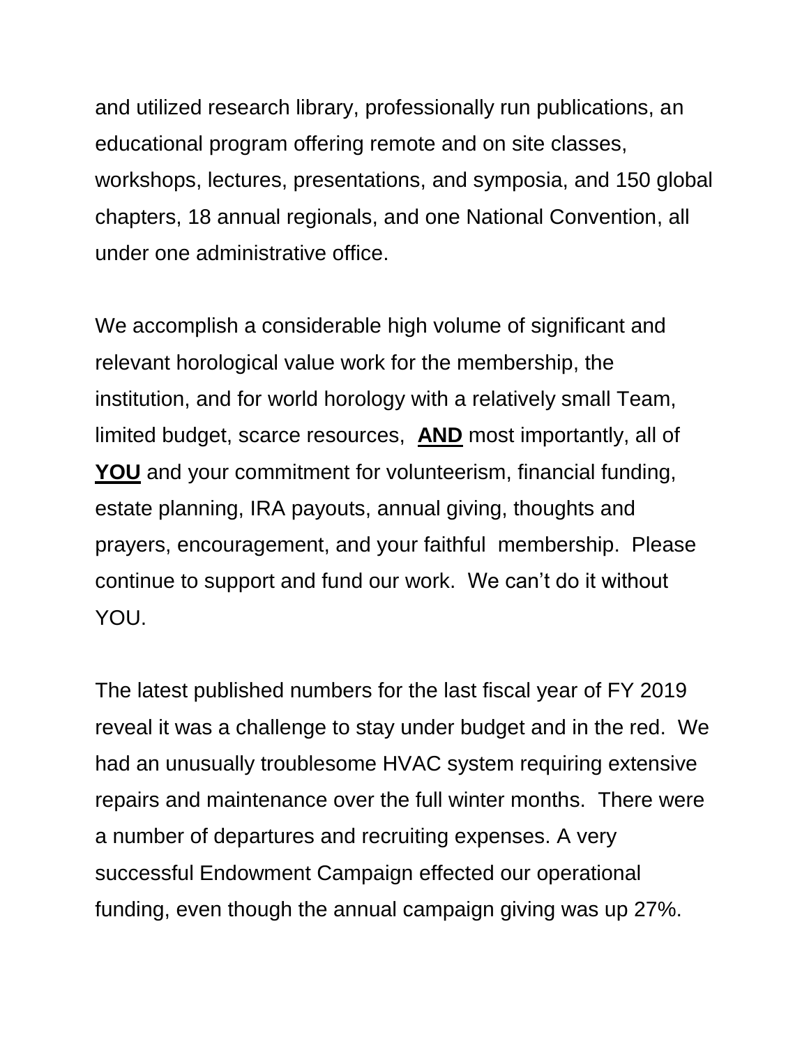and utilized research library, professionally run publications, an educational program offering remote and on site classes, workshops, lectures, presentations, and symposia, and 150 global chapters, 18 annual regionals, and one National Convention, all under one administrative office.

We accomplish a considerable high volume of significant and relevant horological value work for the membership, the institution, and for world horology with a relatively small Team, limited budget, scarce resources, **<u>AND</u>** most importantly, all of **<u>YOU</u>** and your commitment for volunteerism, financial funding, estate planning, IRA payouts, annual giving, thoughts and prayers, encouragement, and your faithful membership. Please continue to support and fund our work. We can't do it without YOU.

The latest published numbers for the last fiscal year of FY 2019 reveal it was a challenge to stay under budget and in the red. We had an unusually troublesome HVAC system requiring extensive repairs and maintenance over the full winter months. There were a number of departures and recruiting expenses. A very successful Endowment Campaign effected our operational funding, even though the annual campaign giving was up 27%.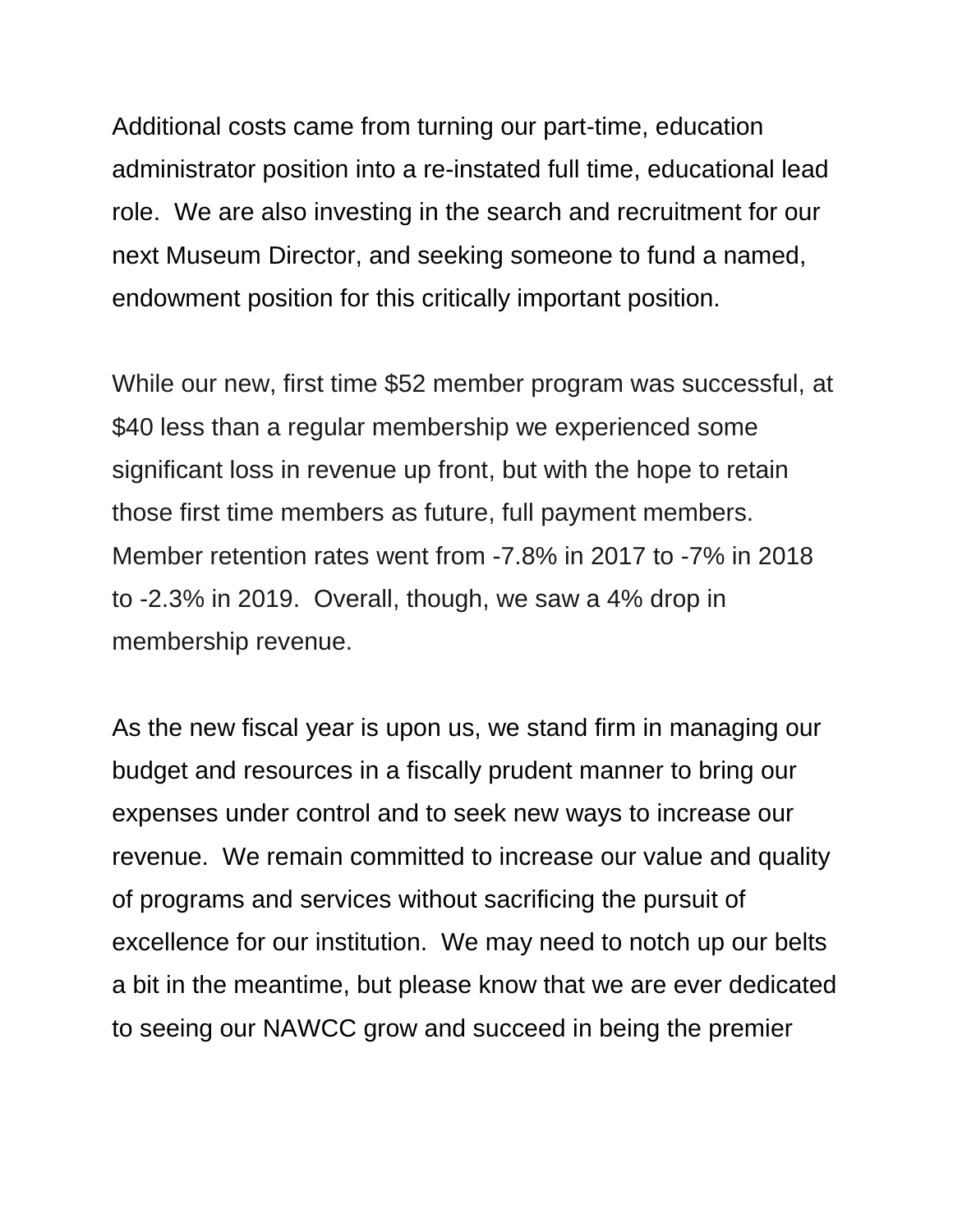Additional costs came from turning our part-time, education administrator position into a re-instated full time, educational lead role.  We are also investing in the search and recruitment for our next Museum Director, and seeking someone to fund a named, endowment position for this critically important position.

While our new, first time $52 member program was successful, at $40 less than a regular membership we experienced some significant loss in revenue up front, but with the hope to retain those first time members as future, full payment members. Member retention rates went from -7.8% in 2017 to -7% in 2018 to -2.3% in 2019.  Overall, though, we saw a 4% drop in membership revenue.

As the new fiscal year is upon us, we stand firm in managing our budget and resources in a fiscally prudent manner to bring our expenses under control and to seek new ways to increase our revenue.  We remain committed to increase our value and quality of programs and services without sacrificing the pursuit of excellence for our institution.  We may need to notch up our belts a bit in the meantime, but please know that we are ever dedicated to seeing our NAWCC grow and succeed in being the premier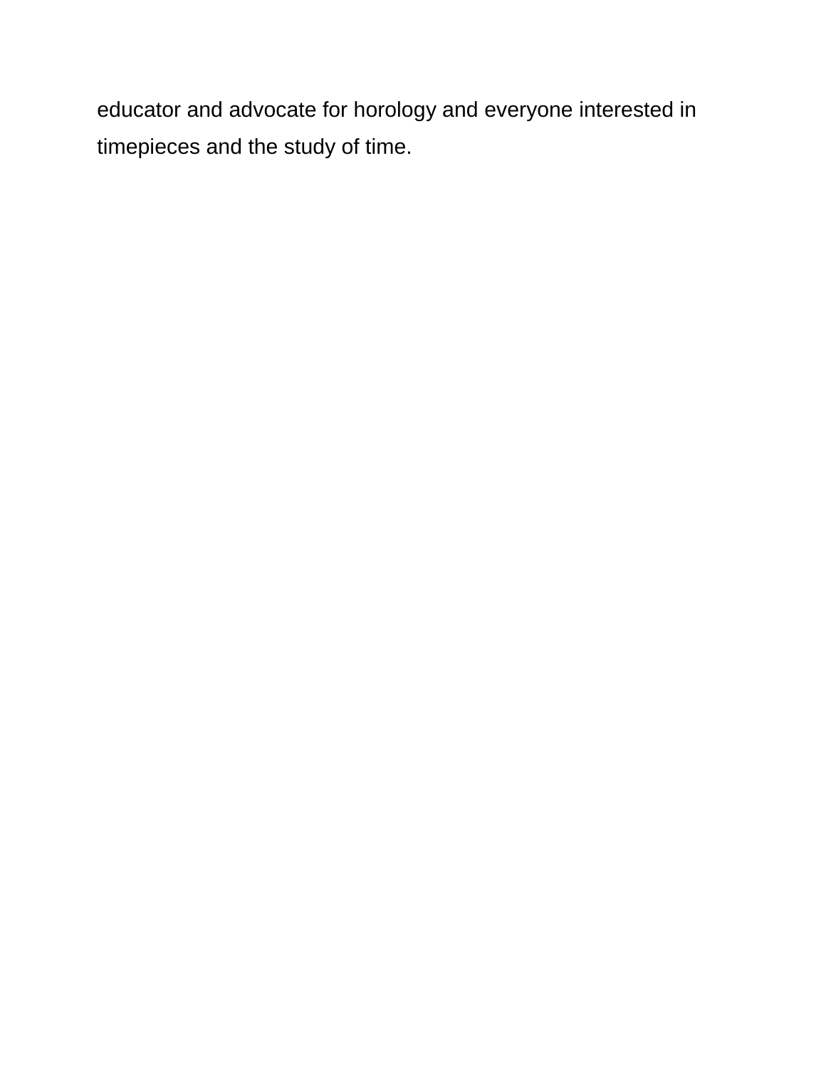educator and advocate for horology and everyone interested in timepieces and the study of time.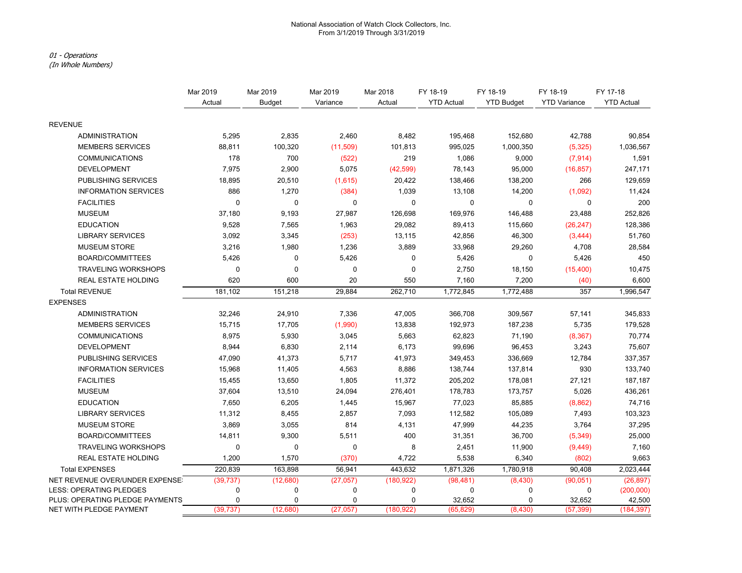National Association of Watch Clock Collectors, Inc.
From 3/1/2019 Through 3/31/2019

*01 - Operations*
*(In Whole Numbers)*

| | Mar 2019 Actual | Mar 2019 Budget | Mar 2019 Variance | Mar 2018 Actual | FY 18-19 YTD Actual | FY 18-19 YTD Budget | FY 18-19 YTD Variance | FY 17-18 YTD Actual |
|---|---|---|---|---|---|---|---|---|
| REVENUE | | | | | | | | |
| ADMINISTRATION | 5,295 | 2,835 | 2,460 | 8,482 | 195,468 | 152,680 | 42,788 | 90,854 |
| MEMBERS SERVICES | 88,811 | 100,320 | (11,509) | 101,813 | 995,025 | 1,000,350 | (5,325) | 1,036,567 |
| COMMUNICATIONS | 178 | 700 | (522) | 219 | 1,086 | 9,000 | (7,914) | 1,591 |
| DEVELOPMENT | 7,975 | 2,900 | 5,075 | (42,599) | 78,143 | 95,000 | (16,857) | 247,171 |
| PUBLISHING SERVICES | 18,895 | 20,510 | (1,615) | 20,422 | 138,466 | 138,200 | 266 | 129,659 |
| INFORMATION SERVICES | 886 | 1,270 | (384) | 1,039 | 13,108 | 14,200 | (1,092) | 11,424 |
| FACILITIES | 0 | 0 | 0 | 0 | 0 | 0 | 0 | 200 |
| MUSEUM | 37,180 | 9,193 | 27,987 | 126,698 | 169,976 | 146,488 | 23,488 | 252,826 |
| EDUCATION | 9,528 | 7,565 | 1,963 | 29,082 | 89,413 | 115,660 | (26,247) | 128,386 |
| LIBRARY SERVICES | 3,092 | 3,345 | (253) | 13,115 | 42,856 | 46,300 | (3,444) | 51,760 |
| MUSEUM STORE | 3,216 | 1,980 | 1,236 | 3,889 | 33,968 | 29,260 | 4,708 | 28,584 |
| BOARD/COMMITTEES | 5,426 | 0 | 5,426 | 0 | 5,426 | 0 | 5,426 | 450 |
| TRAVELING WORKSHOPS | 0 | 0 | 0 | 0 | 2,750 | 18,150 | (15,400) | 10,475 |
| REAL ESTATE HOLDING | 620 | 600 | 20 | 550 | 7,160 | 7,200 | (40) | 6,600 |
| Total REVENUE | 181,102 | 151,218 | 29,884 | 262,710 | 1,772,845 | 1,772,488 | 357 | 1,996,547 |
| EXPENSES | | | | | | | | |
| ADMINISTRATION | 32,246 | 24,910 | 7,336 | 47,005 | 366,708 | 309,567 | 57,141 | 345,833 |
| MEMBERS SERVICES | 15,715 | 17,705 | (1,990) | 13,838 | 192,973 | 187,238 | 5,735 | 179,528 |
| COMMUNICATIONS | 8,975 | 5,930 | 3,045 | 5,663 | 62,823 | 71,190 | (8,367) | 70,774 |
| DEVELOPMENT | 8,944 | 6,830 | 2,114 | 6,173 | 99,696 | 96,453 | 3,243 | 75,607 |
| PUBLISHING SERVICES | 47,090 | 41,373 | 5,717 | 41,973 | 349,453 | 336,669 | 12,784 | 337,357 |
| INFORMATION SERVICES | 15,968 | 11,405 | 4,563 | 8,886 | 138,744 | 137,814 | 930 | 133,740 |
| FACILITIES | 15,455 | 13,650 | 1,805 | 11,372 | 205,202 | 178,081 | 27,121 | 187,187 |
| MUSEUM | 37,604 | 13,510 | 24,094 | 276,401 | 178,783 | 173,757 | 5,026 | 436,261 |
| EDUCATION | 7,650 | 6,205 | 1,445 | 15,967 | 77,023 | 85,885 | (8,862) | 74,716 |
| LIBRARY SERVICES | 11,312 | 8,455 | 2,857 | 7,093 | 112,582 | 105,089 | 7,493 | 103,323 |
| MUSEUM STORE | 3,869 | 3,055 | 814 | 4,131 | 47,999 | 44,235 | 3,764 | 37,295 |
| BOARD/COMMITTEES | 14,811 | 9,300 | 5,511 | 400 | 31,351 | 36,700 | (5,349) | 25,000 |
| TRAVELING WORKSHOPS | 0 | 0 | 0 | 8 | 2,451 | 11,900 | (9,449) | 7,160 |
| REAL ESTATE HOLDING | 1,200 | 1,570 | (370) | 4,722 | 5,538 | 6,340 | (802) | 9,663 |
| Total EXPENSES | 220,839 | 163,898 | 56,941 | 443,632 | 1,871,326 | 1,780,918 | 90,408 | 2,023,444 |
| NET REVENUE OVER/UNDER EXPENSES | (39,737) | (12,680) | (27,057) | (180,922) | (98,481) | (8,430) | (90,051) | (26,897) |
| LESS: OPERATING PLEDGES | 0 | 0 | 0 | 0 | 0 | 0 | 0 | (200,000) |
| PLUS: OPERATING PLEDGE PAYMENTS | 0 | 0 | 0 | 0 | 32,652 | 0 | 32,652 | 42,500 |
| NET WITH PLEDGE PAYMENT | (39,737) | (12,680) | (27,057) | (180,922) | (65,829) | (8,430) | (57,399) | (184,397) |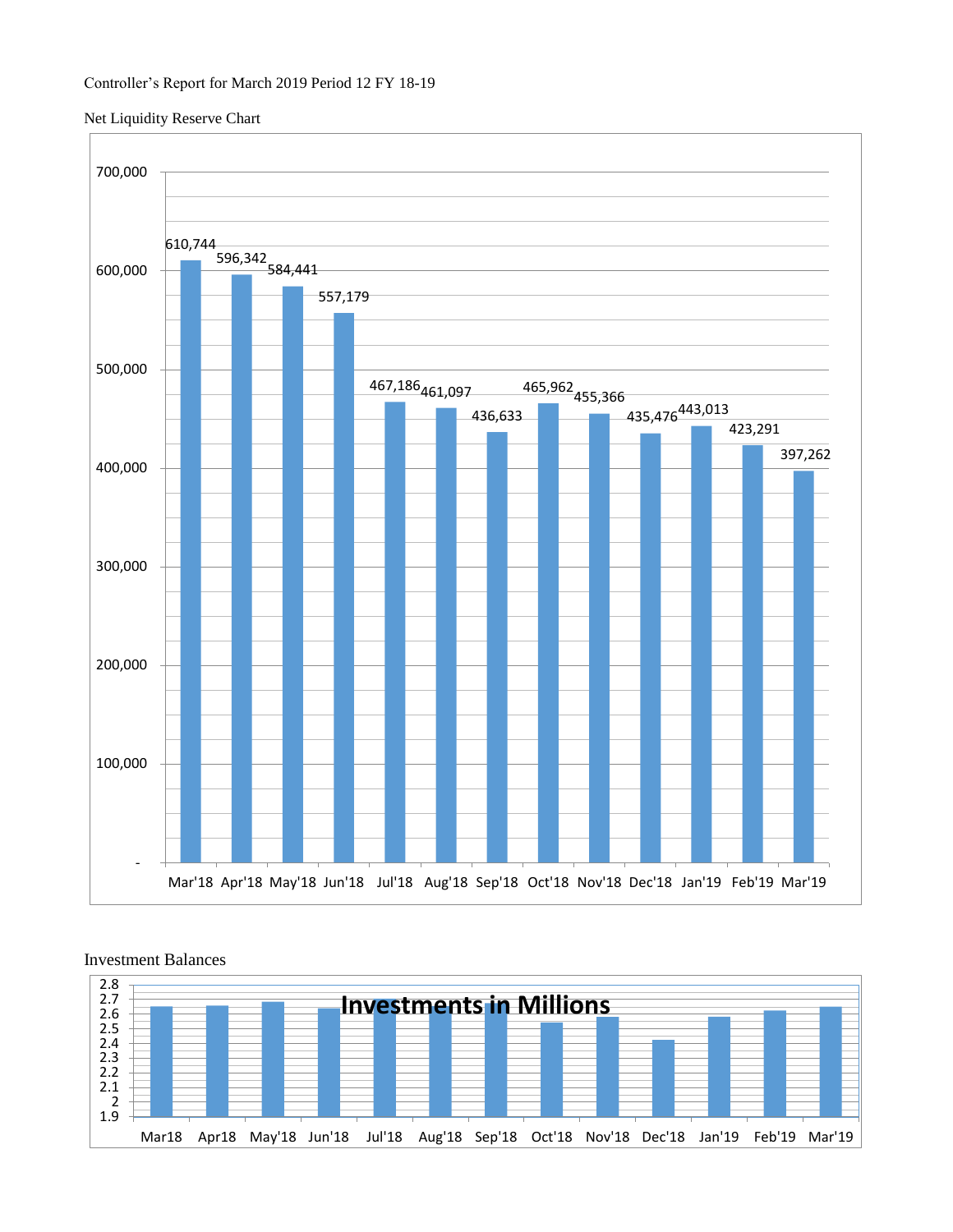Controller's Report for March 2019 Period 12 FY 18-19

Net Liquidity Reserve Chart

700,000
600,000
500,000
400,000
300,000
200,000
100,000
-

610,744
596,342
584,441
557,179
467,186
461,097
436,633
465,962
455,366
435,476
443,013
423,291
397,262

Mar'18 Apr'18 May'18 Jun'18 Jul'18 Aug'18 Sep'18 Oct'18 Nov'18 Dec'18 Jan'19 Feb'19 Mar'19

Investment Balances

Investments in Millions

2.8
2.7
2.6
2.5
2.4
2.3
2.2
2.1
2
1.9

Mar18 Apr18 May'18 Jun'18 Jul'18 Aug'18 Sep'18 Oct'18 Nov'18 Dec'18 Jan'19 Feb'19 Mar'19